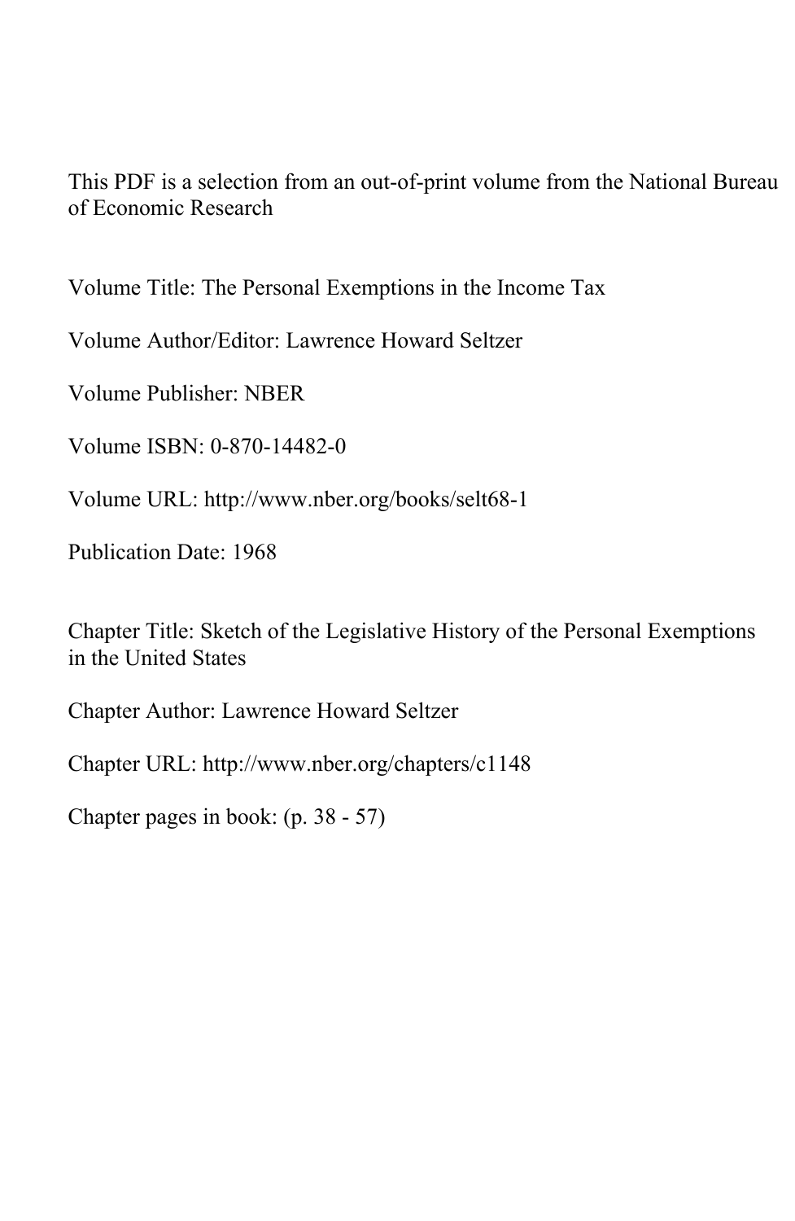This PDF is a selection from an out-of-print volume from the National Bureau of Economic Research

Volume Title: The Personal Exemptions in the Income Tax

Volume Author/Editor: Lawrence Howard Seltzer

Volume Publisher: NBER

Volume ISBN: 0-870-14482-0

Volume URL: http://www.nber.org/books/selt68-1

Publication Date: 1968

Chapter Title: Sketch of the Legislative History of the Personal Exemptions in the United States

Chapter Author: Lawrence Howard Seltzer

Chapter URL: http://www.nber.org/chapters/c1148

Chapter pages in book: (p. 38 - 57)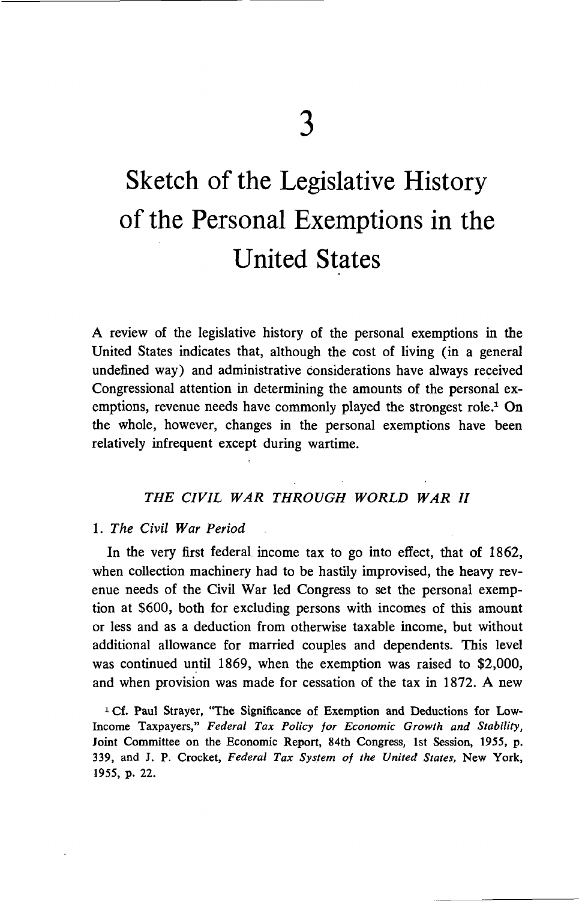# 3

# Sketch of the Legislative History of the Personal Exemptions in the United States

A review of the legislative history of the personal exemptions in the United States indicates that, although the cost of living (in a general undefined way) and administrative considerations have always received Congressional attention in determining the amounts of the personal exemptions, revenue needs have commonly played the strongest role.[1] On the whole, however, changes in the personal exemptions have been relatively infrequent except during wartime.

## *THE CIVIL WAR THROUGH WORLD WAR II*

### 1. *The Civil War Period*

In the very first federal income tax to go into effect, that of 1862, when collection machinery had to be hastily improvised, the heavy revenue needs of the Civil War led Congress to set the personal exemption at $600, both for excluding persons with incomes of this amount or less and as a deduction from otherwise taxable income, but without additional allowance for married couples and dependents. This level was continued until 1869, when the exemption was raised to $2,000, and when provision was made for cessation of the tax in 1872. A new

[1] Cf. Paul Strayer, "The Significance of Exemption and Deductions for Low-Income Taxpayers," *Federal Tax Policy for Economic Growth and Stability*, Joint Committee on the Economic Report, 84th Congress, 1st Session, 1955, p. 339, and J. P. Crocket, *Federal Tax System of the United States*, New York, 1955, p. 22.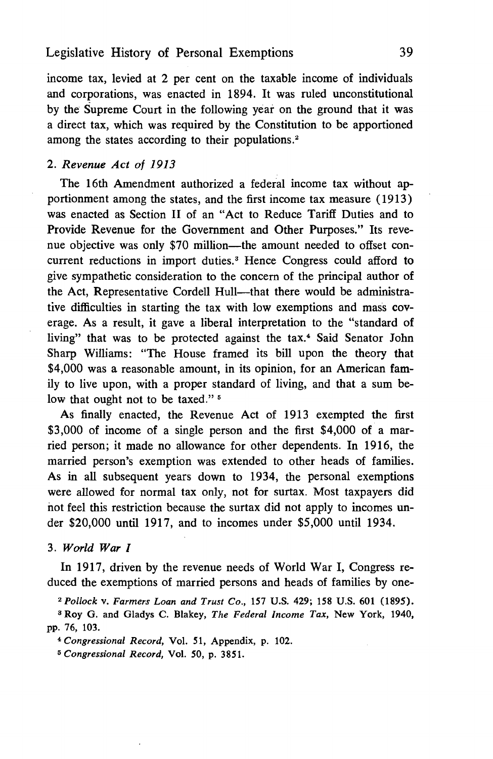income tax, levied at 2 per cent on the taxable income of individuals and corporations, was enacted in 1894. It was ruled unconstitutional by the Supreme Court in the following year on the ground that it was a direct tax, which was required by the Constitution to be apportioned among the states according to their populations.[2]

### 2. *Revenue Act of 1913*

The 16th Amendment authorized a federal income tax without apportionment among the states, and the first income tax measure (1913) was enacted as Section II of an "Act to Reduce Tariff Duties and to Provide Revenue for the Government and Other Purposes." Its revenue objective was only $70 million—the amount needed to offset concurrent reductions in import duties.[3] Hence Congress could afford to give sympathetic consideration to the concern of the principal author of the Act, Representative Cordell Hull—that there would be administrative difficulties in starting the tax with low exemptions and mass coverage. As a result, it gave a liberal interpretation to the "standard of living" that was to be protected against the tax.[4] Said Senator John Sharp Williams: "The House framed its bill upon the theory that $4,000 was a reasonable amount, in its opinion, for an American family to live upon, with a proper standard of living, and that a sum below that ought not to be taxed."[5]

As finally enacted, the Revenue Act of 1913 exempted the first $3,000 of income of a single person and the first $4,000 of a married person; it made no allowance for other dependents. In 1916, the married person's exemption was extended to other heads of families. As in all subsequent years down to 1934, the personal exemptions were allowed for normal tax only, not for surtax. Most taxpayers did not feel this restriction because the surtax did not apply to incomes under $20,000 until 1917, and to incomes under $5,000 until 1934.

### 3. *World War I*

In 1917, driven by the revenue needs of World War I, Congress reduced the exemptions of married persons and heads of families by one-

[2] *Pollock* v. *Farmers Loan and Trust Co.*, 157 U.S. 429; 158 U.S. 601 (1895).

[3] Roy G. and Gladys C. Blakey, *The Federal Income Tax*, New York, 1940, pp. 76, 103.

[4] *Congressional Record*, Vol. 51, Appendix, p. 102.

[5] *Congressional Record*, Vol. 50, p. 3851.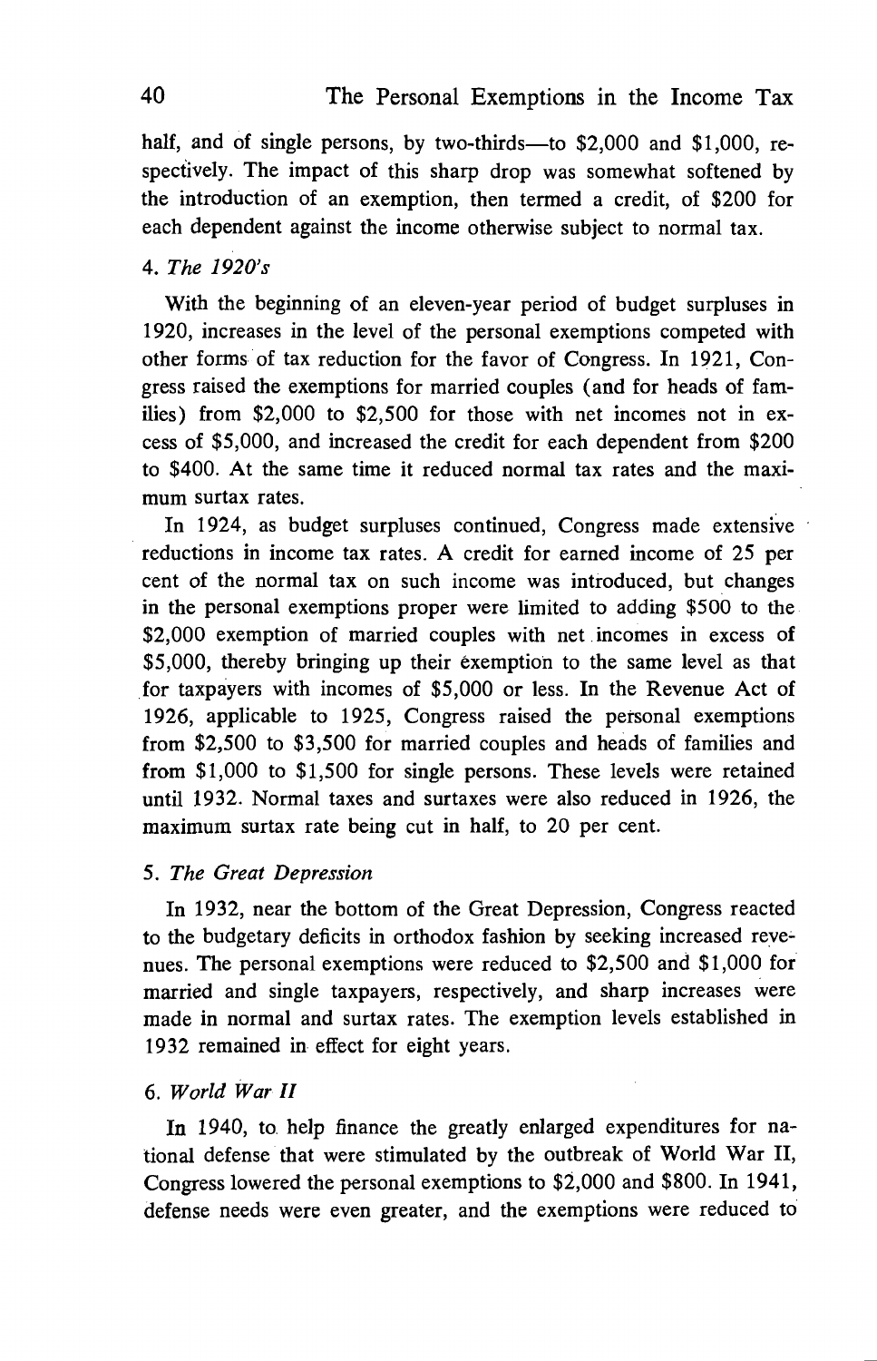half, and of single persons, by two-thirds—to $2,000 and $1,000, respectively. The impact of this sharp drop was somewhat softened by the introduction of an exemption, then termed a credit, of $200 for each dependent against the income otherwise subject to normal tax.

### 4. *The 1920's*

With the beginning of an eleven-year period of budget surpluses in 1920, increases in the level of the personal exemptions competed with other forms of tax reduction for the favor of Congress. In 1921, Congress raised the exemptions for married couples (and for heads of families) from $2,000 to $2,500 for those with net incomes not in excess of $5,000, and increased the credit for each dependent from $200 to $400. At the same time it reduced normal tax rates and the maximum surtax rates.

In 1924, as budget surpluses continued, Congress made extensive reductions in income tax rates. A credit for earned income of 25 per cent of the normal tax on such income was introduced, but changes in the personal exemptions proper were limited to adding $500 to the $2,000 exemption of married couples with net incomes in excess of $5,000, thereby bringing up their exemption to the same level as that for taxpayers with incomes of $5,000 or less. In the Revenue Act of 1926, applicable to 1925, Congress raised the personal exemptions from $2,500 to $3,500 for married couples and heads of families and from $1,000 to $1,500 for single persons. These levels were retained until 1932. Normal taxes and surtaxes were also reduced in 1926, the maximum surtax rate being cut in half, to 20 per cent.

### 5. *The Great Depression*

In 1932, near the bottom of the Great Depression, Congress reacted to the budgetary deficits in orthodox fashion by seeking increased revenues. The personal exemptions were reduced to $2,500 and $1,000 for married and single taxpayers, respectively, and sharp increases were made in normal and surtax rates. The exemption levels established in 1932 remained in effect for eight years.

### 6. *World War II*

In 1940, to help finance the greatly enlarged expenditures for national defense that were stimulated by the outbreak of World War II, Congress lowered the personal exemptions to $2,000 and $800. In 1941, defense needs were even greater, and the exemptions were reduced to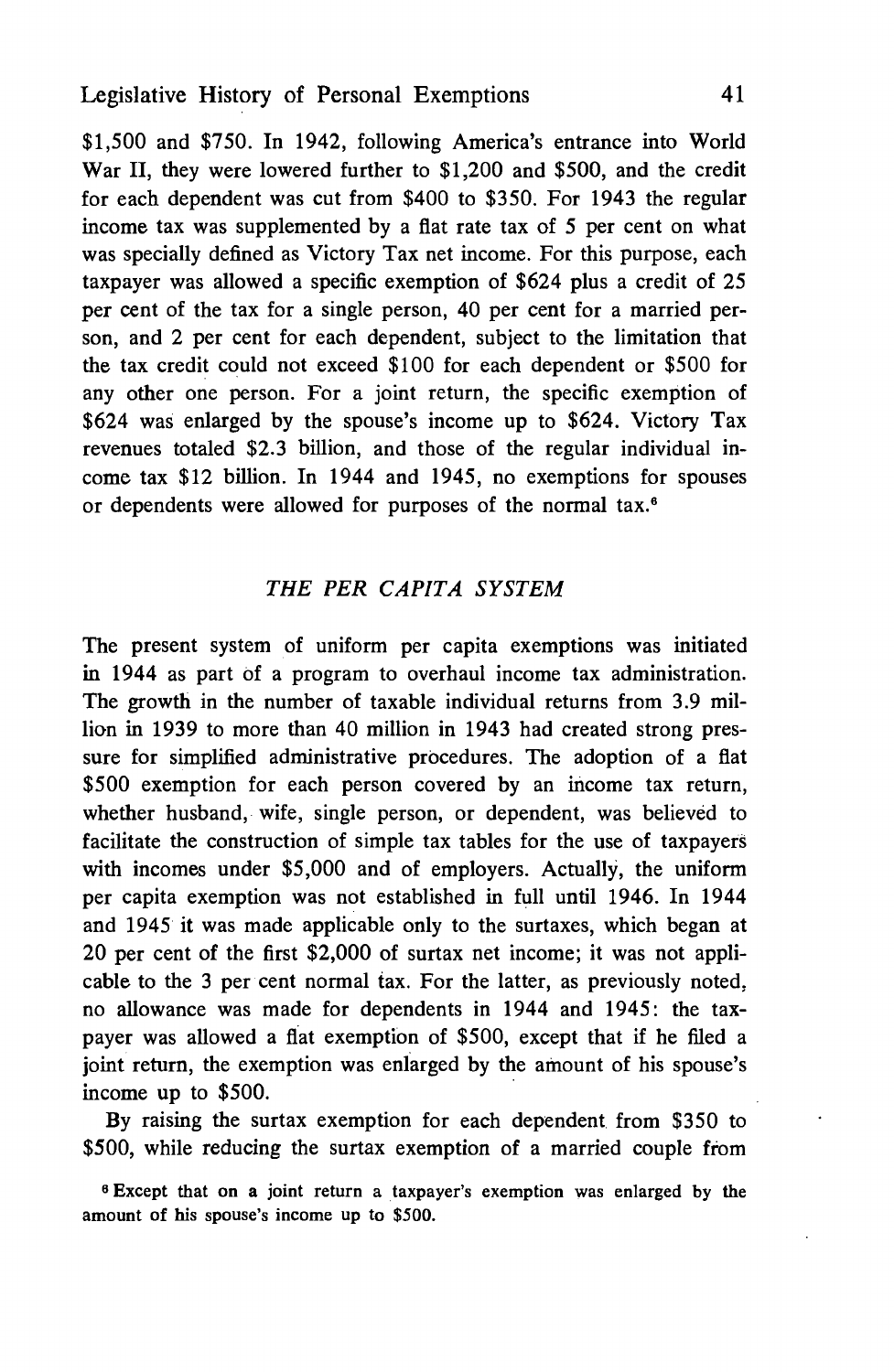$1,500 and $750. In 1942, following America's entrance into World War II, they were lowered further to $1,200 and $500, and the credit for each dependent was cut from $400 to $350. For 1943 the regular income tax was supplemented by a flat rate tax of 5 per cent on what was specially defined as Victory Tax net income. For this purpose, each taxpayer was allowed a specific exemption of $624 plus a credit of 25 per cent of the tax for a single person, 40 per cent for a married person, and 2 per cent for each dependent, subject to the limitation that the tax credit could not exceed $100 for each dependent or $500 for any other one person. For a joint return, the specific exemption of $624 was enlarged by the spouse's income up to $624. Victory Tax revenues totaled $2.3 billion, and those of the regular individual income tax $12 billion. In 1944 and 1945, no exemptions for spouses or dependents were allowed for purposes of the normal tax.[6]

## *THE PER CAPITA SYSTEM*

The present system of uniform per capita exemptions was initiated in 1944 as part of a program to overhaul income tax administration. The growth in the number of taxable individual returns from 3.9 million in 1939 to more than 40 million in 1943 had created strong pressure for simplified administrative procedures. The adoption of a flat $500 exemption for each person covered by an income tax return, whether husband, wife, single person, or dependent, was believed to facilitate the construction of simple tax tables for the use of taxpayers with incomes under $5,000 and of employers. Actually, the uniform per capita exemption was not established in full until 1946. In 1944 and 1945 it was made applicable only to the surtaxes, which began at 20 per cent of the first $2,000 of surtax net income; it was not applicable to the 3 per cent normal tax. For the latter, as previously noted, no allowance was made for dependents in 1944 and 1945: the taxpayer was allowed a flat exemption of $500, except that if he filed a joint return, the exemption was enlarged by the amount of his spouse's income up to $500.

By raising the surtax exemption for each dependent from $350 to $500, while reducing the surtax exemption of a married couple from

[6] Except that on a joint return a taxpayer's exemption was enlarged by the amount of his spouse's income up to $500.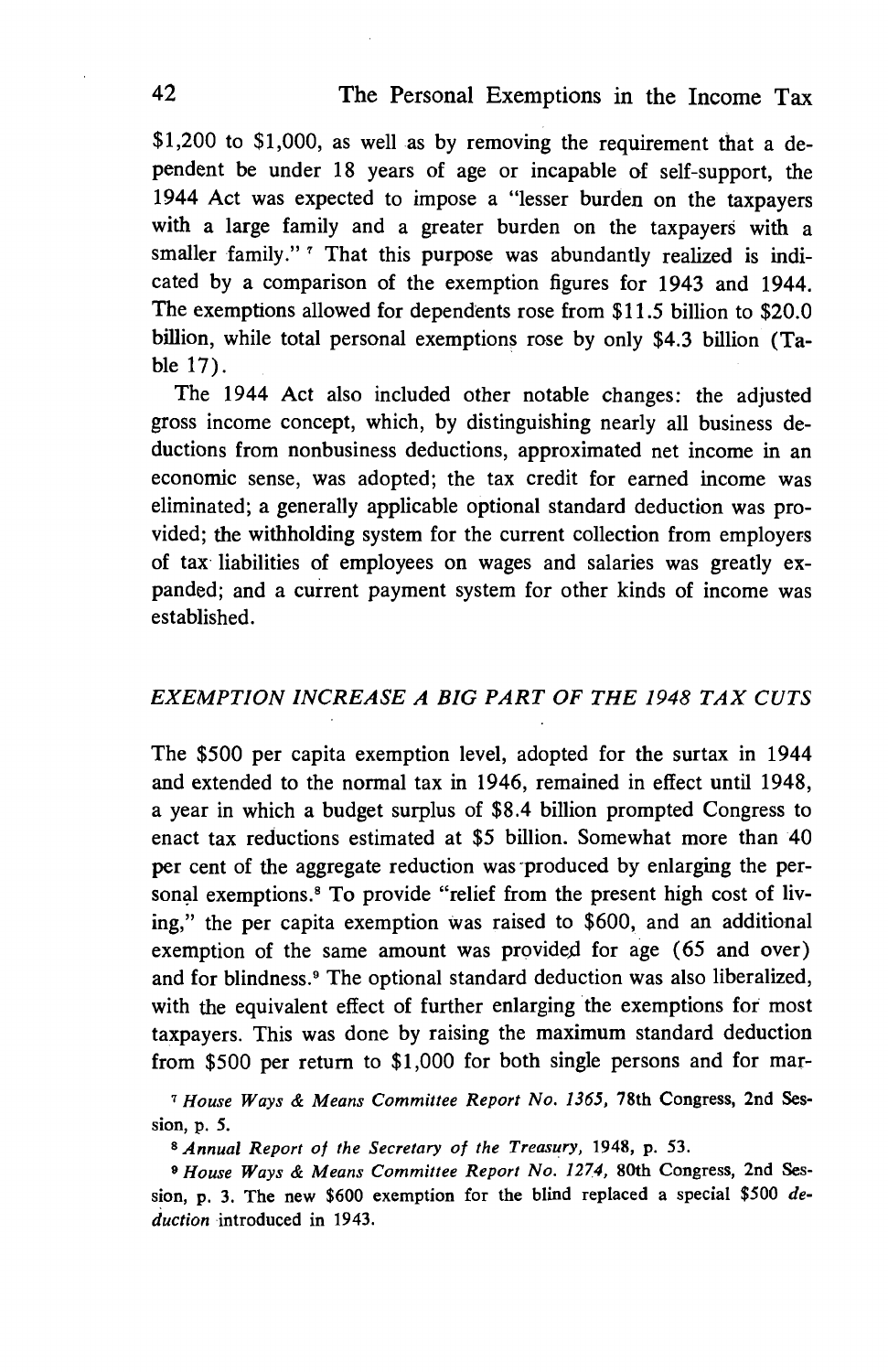$1,200 to $1,000, as well as by removing the requirement that a dependent be under 18 years of age or incapable of self-support, the 1944 Act was expected to impose a "lesser burden on the taxpayers with a large family and a greater burden on the taxpayers with a smaller family." [7] That this purpose was abundantly realized is indicated by a comparison of the exemption figures for 1943 and 1944. The exemptions allowed for dependents rose from $11.5 billion to $20.0 billion, while total personal exemptions rose by only $4.3 billion (Table 17).

The 1944 Act also included other notable changes: the adjusted gross income concept, which, by distinguishing nearly all business deductions from nonbusiness deductions, approximated net income in an economic sense, was adopted; the tax credit for earned income was eliminated; a generally applicable optional standard deduction was provided; the withholding system for the current collection from employers of tax liabilities of employees on wages and salaries was greatly expanded; and a current payment system for other kinds of income was established.

## *EXEMPTION INCREASE A BIG PART OF THE 1948 TAX CUTS*

The $500 per capita exemption level, adopted for the surtax in 1944 and extended to the normal tax in 1946, remained in effect until 1948, a year in which a budget surplus of $8.4 billion prompted Congress to enact tax reductions estimated at $5 billion. Somewhat more than 40 per cent of the aggregate reduction was produced by enlarging the personal exemptions.[8] To provide "relief from the present high cost of living," the per capita exemption was raised to $600, and an additional exemption of the same amount was provided for age (65 and over) and for blindness.[9] The optional standard deduction was also liberalized, with the equivalent effect of further enlarging the exemptions for most taxpayers. This was done by raising the maximum standard deduction from $500 per return to $1,000 for both single persons and for mar-

[7] *House Ways & Means Committee Report No. 1365,* 78th Congress, 2nd Session, p. 5.

[8] *Annual Report of the Secretary of the Treasury,* 1948, p. 53.

[9] *House Ways & Means Committee Report No. 1274,* 80th Congress, 2nd Session, p. 3. The new $600 exemption for the blind replaced a special $500 *deduction* introduced in 1943.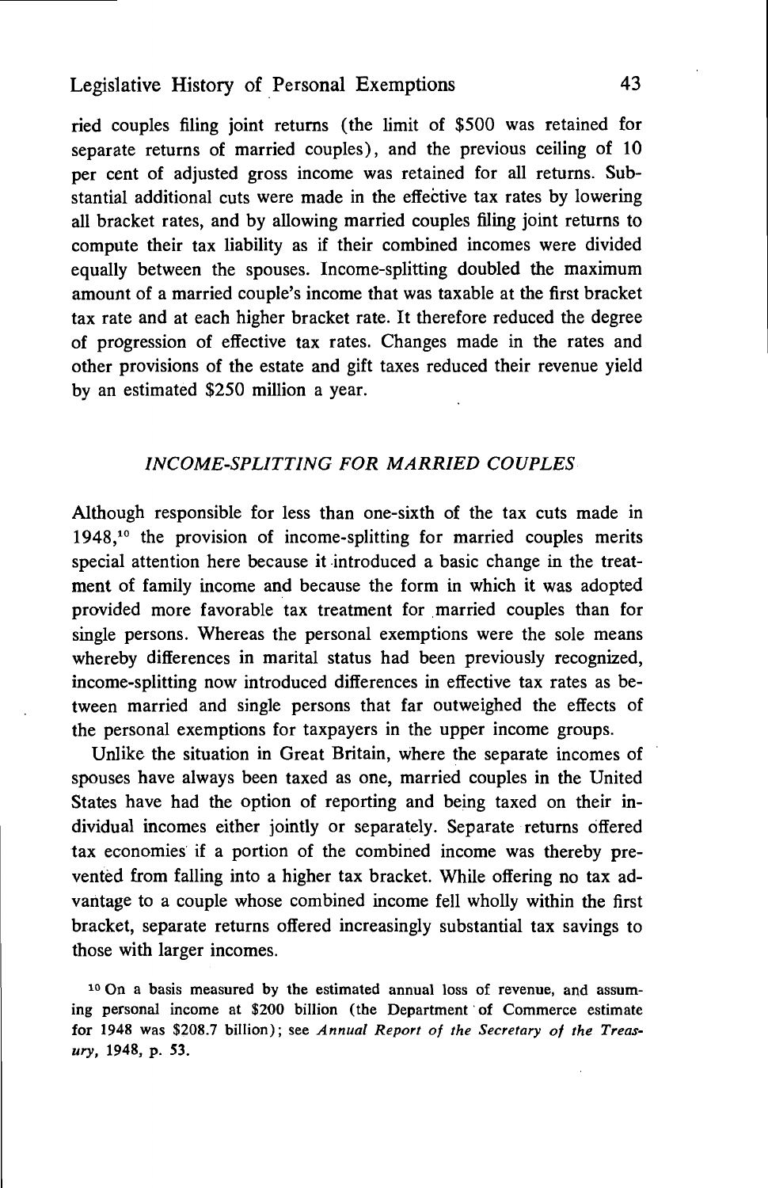ried couples filing joint returns (the limit of $500 was retained for separate returns of married couples), and the previous ceiling of 10 per cent of adjusted gross income was retained for all returns. Substantial additional cuts were made in the effective tax rates by lowering all bracket rates, and by allowing married couples filing joint returns to compute their tax liability as if their combined incomes were divided equally between the spouses. Income-splitting doubled the maximum amount of a married couple's income that was taxable at the first bracket tax rate and at each higher bracket rate. It therefore reduced the degree of progression of effective tax rates. Changes made in the rates and other provisions of the estate and gift taxes reduced their revenue yield by an estimated $250 million a year.

### *INCOME-SPLITTING FOR MARRIED COUPLES*

Although responsible for less than one-sixth of the tax cuts made in 1948,[10] the provision of income-splitting for married couples merits special attention here because it introduced a basic change in the treatment of family income and because the form in which it was adopted provided more favorable tax treatment for married couples than for single persons. Whereas the personal exemptions were the sole means whereby differences in marital status had been previously recognized, income-splitting now introduced differences in effective tax rates as between married and single persons that far outweighed the effects of the personal exemptions for taxpayers in the upper income groups.

Unlike the situation in Great Britain, where the separate incomes of spouses have always been taxed as one, married couples in the United States have had the option of reporting and being taxed on their individual incomes either jointly or separately. Separate returns offered tax economies if a portion of the combined income was thereby prevented from falling into a higher tax bracket. While offering no tax advantage to a couple whose combined income fell wholly within the first bracket, separate returns offered increasingly substantial tax savings to those with larger incomes.

[10] On a basis measured by the estimated annual loss of revenue, and assuming personal income at $200 billion (the Department of Commerce estimate for 1948 was $208.7 billion); see *Annual Report of the Secretary of the Treasury*, 1948, p. 53.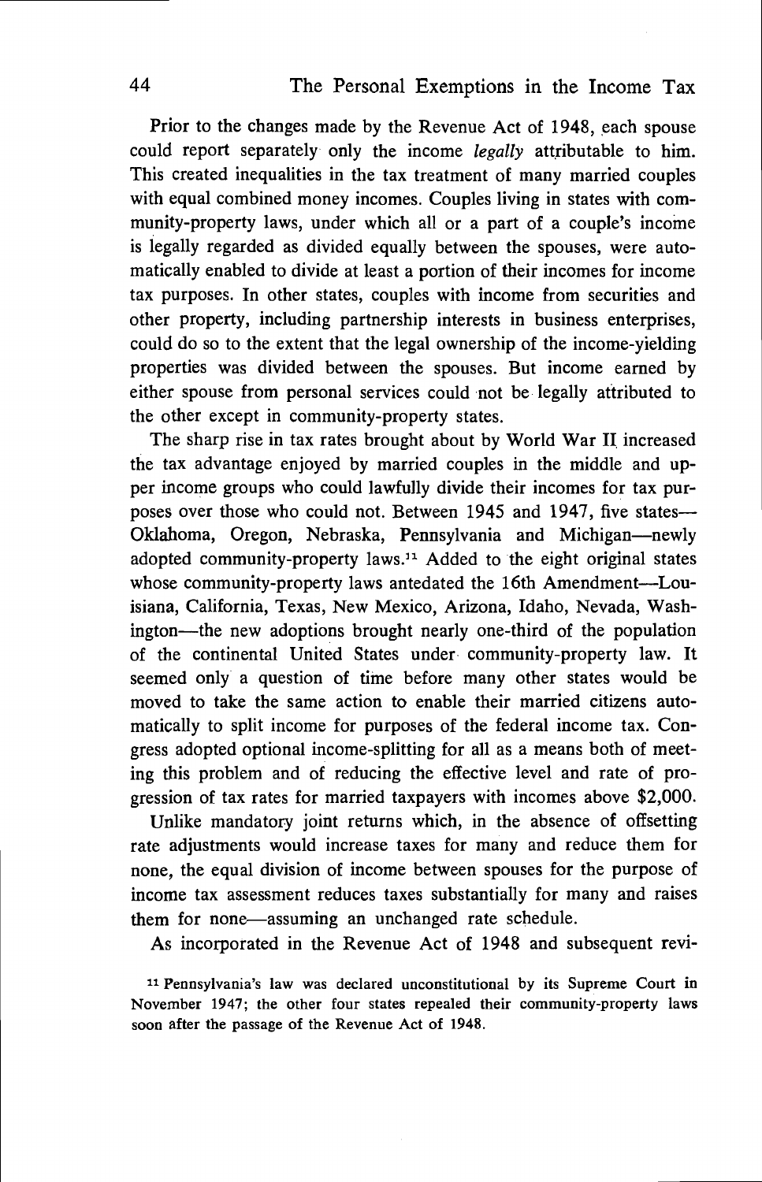Prior to the changes made by the Revenue Act of 1948, each spouse could report separately only the income *legally* attributable to him. This created inequalities in the tax treatment of many married couples with equal combined money incomes. Couples living in states with community-property laws, under which all or a part of a couple's income is legally regarded as divided equally between the spouses, were automatically enabled to divide at least a portion of their incomes for income tax purposes. In other states, couples with income from securities and other property, including partnership interests in business enterprises, could do so to the extent that the legal ownership of the income-yielding properties was divided between the spouses. But income earned by either spouse from personal services could not be legally attributed to the other except in community-property states.

The sharp rise in tax rates brought about by World War II increased the tax advantage enjoyed by married couples in the middle and upper income groups who could lawfully divide their incomes for tax purposes over those who could not. Between 1945 and 1947, five states—Oklahoma, Oregon, Nebraska, Pennsylvania and Michigan—newly adopted community-property laws.[11] Added to the eight original states whose community-property laws antedated the 16th Amendment—Louisiana, California, Texas, New Mexico, Arizona, Idaho, Nevada, Washington—the new adoptions brought nearly one-third of the population of the continental United States under community-property law. It seemed only a question of time before many other states would be moved to take the same action to enable their married citizens automatically to split income for purposes of the federal income tax. Congress adopted optional income-splitting for all as a means both of meeting this problem and of reducing the effective level and rate of progression of tax rates for married taxpayers with incomes above $2,000.

Unlike mandatory joint returns which, in the absence of offsetting rate adjustments would increase taxes for many and reduce them for none, the equal division of income between spouses for the purpose of income tax assessment reduces taxes substantially for many and raises them for none—assuming an unchanged rate schedule.

As incorporated in the Revenue Act of 1948 and subsequent revi-

[11] Pennsylvania's law was declared unconstitutional by its Supreme Court in November 1947; the other four states repealed their community-property laws soon after the passage of the Revenue Act of 1948.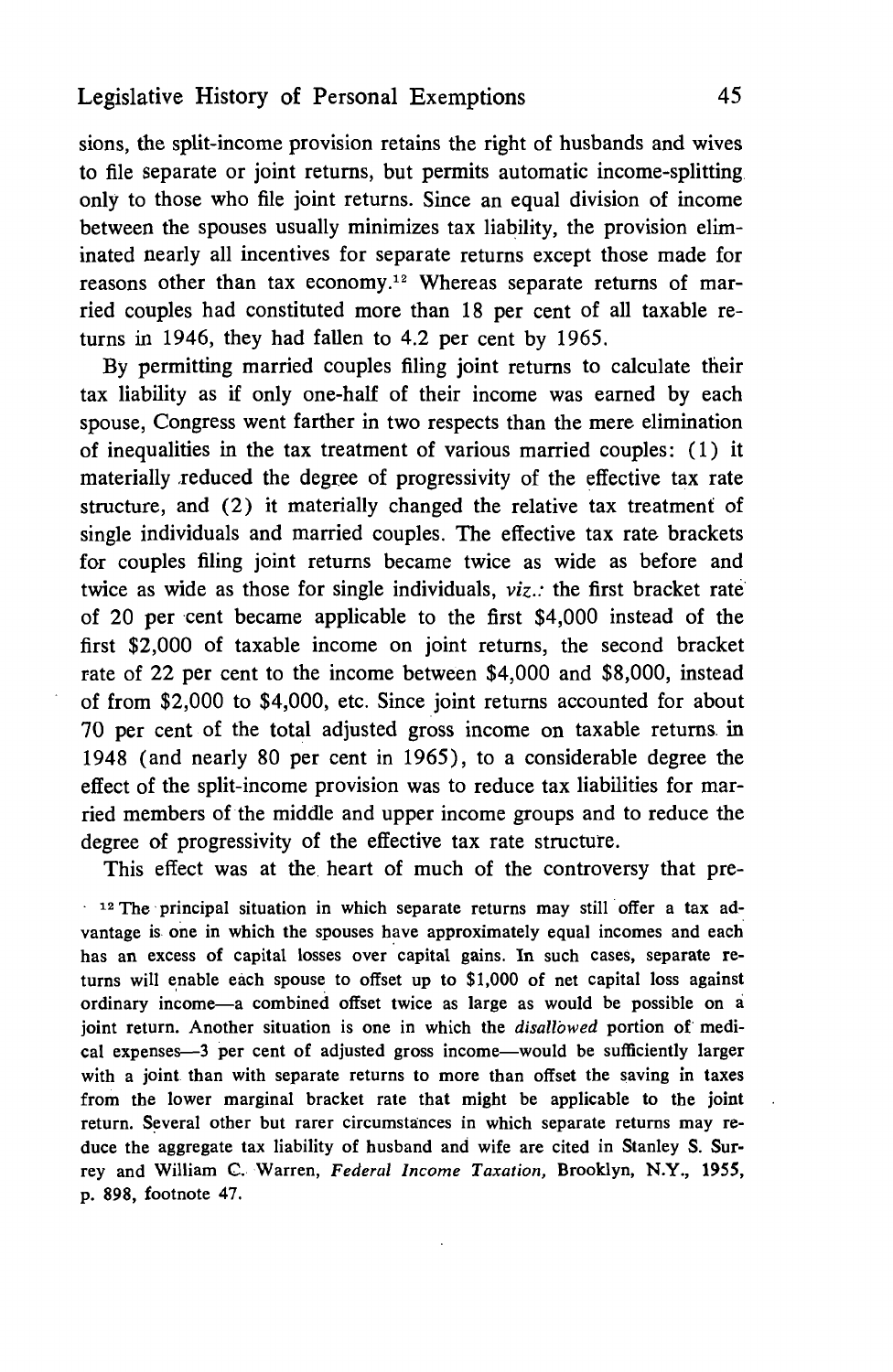sions, the split-income provision retains the right of husbands and wives to file separate or joint returns, but permits automatic income-splitting only to those who file joint returns. Since an equal division of income between the spouses usually minimizes tax liability, the provision eliminated nearly all incentives for separate returns except those made for reasons other than tax economy.[12] Whereas separate returns of married couples had constituted more than 18 per cent of all taxable returns in 1946, they had fallen to 4.2 per cent by 1965.

By permitting married couples filing joint returns to calculate their tax liability as if only one-half of their income was earned by each spouse, Congress went farther in two respects than the mere elimination of inequalities in the tax treatment of various married couples: (1) it materially reduced the degree of progressivity of the effective tax rate structure, and (2) it materially changed the relative tax treatment of single individuals and married couples. The effective tax rate brackets for couples filing joint returns became twice as wide as before and twice as wide as those for single individuals, *viz.:* the first bracket rate of 20 per cent became applicable to the first $4,000 instead of the first $2,000 of taxable income on joint returns, the second bracket rate of 22 per cent to the income between $4,000 and $8,000, instead of from $2,000 to $4,000, etc. Since joint returns accounted for about 70 per cent of the total adjusted gross income on taxable returns in 1948 (and nearly 80 per cent in 1965), to a considerable degree the effect of the split-income provision was to reduce tax liabilities for married members of the middle and upper income groups and to reduce the degree of progressivity of the effective tax rate structure.

This effect was at the heart of much of the controversy that pre-

[12] The principal situation in which separate returns may still offer a tax advantage is one in which the spouses have approximately equal incomes and each has an excess of capital losses over capital gains. In such cases, separate returns will enable each spouse to offset up to $1,000 of net capital loss against ordinary income—a combined offset twice as large as would be possible on a joint return. Another situation is one in which the *disallowed* portion of medical expenses—3 per cent of adjusted gross income—would be sufficiently larger with a joint than with separate returns to more than offset the saving in taxes from the lower marginal bracket rate that might be applicable to the joint return. Several other but rarer circumstances in which separate returns may reduce the aggregate tax liability of husband and wife are cited in Stanley S. Surrey and William C. Warren, *Federal Income Taxation,* Brooklyn, N.Y., 1955, p. 898, footnote 47.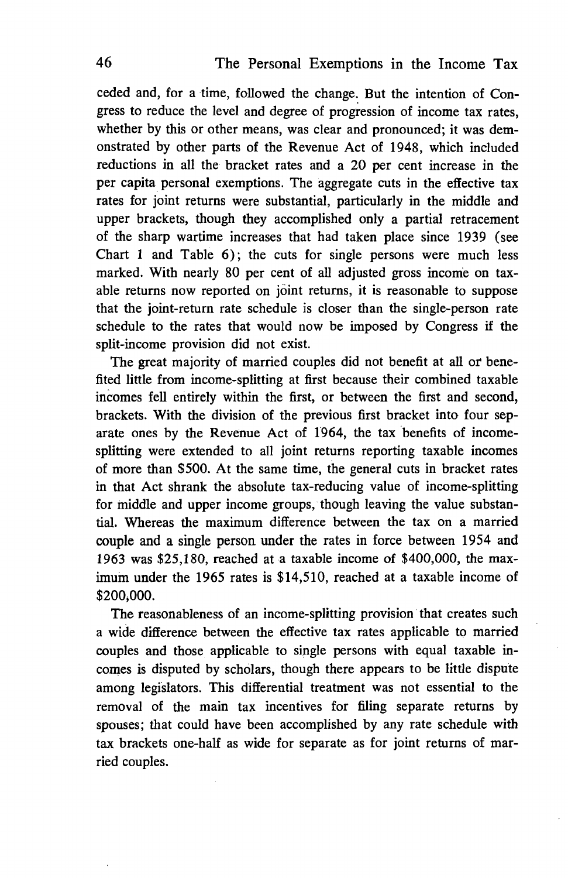ceded and, for a time, followed the change. But the intention of Congress to reduce the level and degree of progression of income tax rates, whether by this or other means, was clear and pronounced; it was demonstrated by other parts of the Revenue Act of 1948, which included reductions in all the bracket rates and a 20 per cent increase in the per capita personal exemptions. The aggregate cuts in the effective tax rates for joint returns were substantial, particularly in the middle and upper brackets, though they accomplished only a partial retracement of the sharp wartime increases that had taken place since 1939 (see Chart 1 and Table 6); the cuts for single persons were much less marked. With nearly 80 per cent of all adjusted gross income on taxable returns now reported on joint returns, it is reasonable to suppose that the joint-return rate schedule is closer than the single-person rate schedule to the rates that would now be imposed by Congress if the split-income provision did not exist.

The great majority of married couples did not benefit at all or benefited little from income-splitting at first because their combined taxable incomes fell entirely within the first, or between the first and second, brackets. With the division of the previous first bracket into four separate ones by the Revenue Act of 1964, the tax benefits of income-splitting were extended to all joint returns reporting taxable incomes of more than $500. At the same time, the general cuts in bracket rates in that Act shrank the absolute tax-reducing value of income-splitting for middle and upper income groups, though leaving the value substantial. Whereas the maximum difference between the tax on a married couple and a single person under the rates in force between 1954 and 1963 was $25,180, reached at a taxable income of $400,000, the maximum under the 1965 rates is $14,510, reached at a taxable income of $200,000.

The reasonableness of an income-splitting provision that creates such a wide difference between the effective tax rates applicable to married couples and those applicable to single persons with equal taxable incomes is disputed by scholars, though there appears to be little dispute among legislators. This differential treatment was not essential to the removal of the main tax incentives for filing separate returns by spouses; that could have been accomplished by any rate schedule with tax brackets one-half as wide for separate as for joint returns of married couples.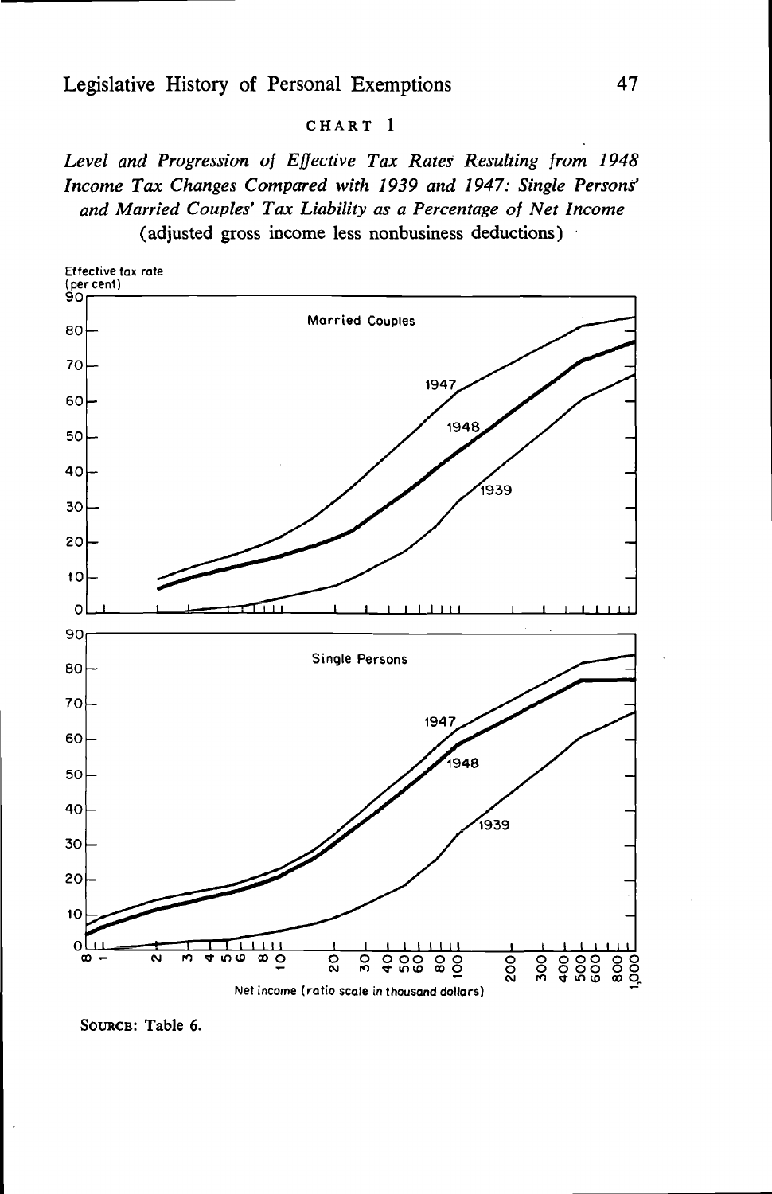CHART 1

*Level and Progression of Effective Tax Rates Resulting from 1948 Income Tax Changes Compared with 1939 and 1947: Single Persons' and Married Couples' Tax Liability as a Percentage of Net Income* (adjusted gross income less nonbusiness deductions)

Effective tax rate (per cent)

Married Couples

Single Persons

Net income (ratio scale in thousand dollars)

SOURCE: Table 6.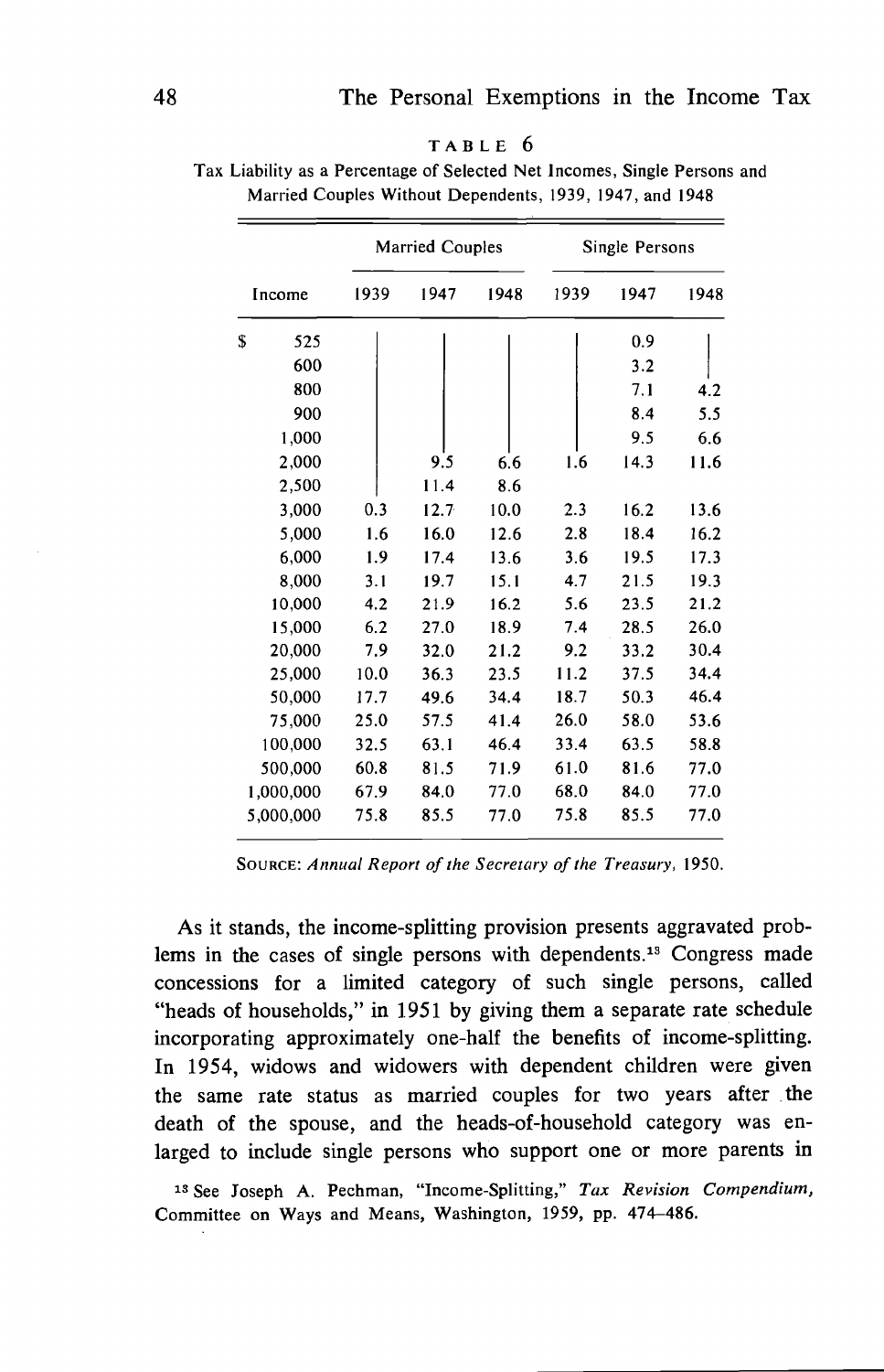TABLE 6

Tax Liability as a Percentage of Selected Net Incomes, Single Persons and Married Couples Without Dependents, 1939, 1947, and 1948

| | Married Couples | | | Single Persons | | |
|---|---|---|---|---|---|---|
| Income | 1939 | 1947 | 1948 | 1939 | 1947 | 1948 |
| $ 525 | | | | | 0.9 | |
| 600 | | | | | 3.2 | |
| 800 | | | | | 7.1 | 4.2 |
| 900 | | | | | 8.4 | 5.5 |
| 1,000 | | | | | 9.5 | 6.6 |
| 2,000 | | 9.5 | 6.6 | 1.6 | 14.3 | 11.6 |
| 2,500 | | 11.4 | 8.6 | | | |
| 3,000 | 0.3 | 12.7 | 10.0 | 2.3 | 16.2 | 13.6 |
| 5,000 | 1.6 | 16.0 | 12.6 | 2.8 | 18.4 | 16.2 |
| 6,000 | 1.9 | 17.4 | 13.6 | 3.6 | 19.5 | 17.3 |
| 8,000 | 3.1 | 19.7 | 15.1 | 4.7 | 21.5 | 19.3 |
| 10,000 | 4.2 | 21.9 | 16.2 | 5.6 | 23.5 | 21.2 |
| 15,000 | 6.2 | 27.0 | 18.9 | 7.4 | 28.5 | 26.0 |
| 20,000 | 7.9 | 32.0 | 21.2 | 9.2 | 33.2 | 30.4 |
| 25,000 | 10.0 | 36.3 | 23.5 | 11.2 | 37.5 | 34.4 |
| 50,000 | 17.7 | 49.6 | 34.4 | 18.7 | 50.3 | 46.4 |
| 75,000 | 25.0 | 57.5 | 41.4 | 26.0 | 58.0 | 53.6 |
| 100,000 | 32.5 | 63.1 | 46.4 | 33.4 | 63.5 | 58.8 |
| 500,000 | 60.8 | 81.5 | 71.9 | 61.0 | 81.6 | 77.0 |
| 1,000,000 | 67.9 | 84.0 | 77.0 | 68.0 | 84.0 | 77.0 |
| 5,000,000 | 75.8 | 85.5 | 77.0 | 75.8 | 85.5 | 77.0 |

SOURCE: *Annual Report of the Secretary of the Treasury*, 1950.

As it stands, the income-splitting provision presents aggravated problems in the cases of single persons with dependents.[13] Congress made concessions for a limited category of such single persons, called "heads of households," in 1951 by giving them a separate rate schedule incorporating approximately one-half the benefits of income-splitting. In 1954, widows and widowers with dependent children were given the same rate status as married couples for two years after the death of the spouse, and the heads-of-household category was enlarged to include single persons who support one or more parents in

[13] See Joseph A. Pechman, "Income-Splitting," *Tax Revision Compendium*, Committee on Ways and Means, Washington, 1959, pp. 474–486.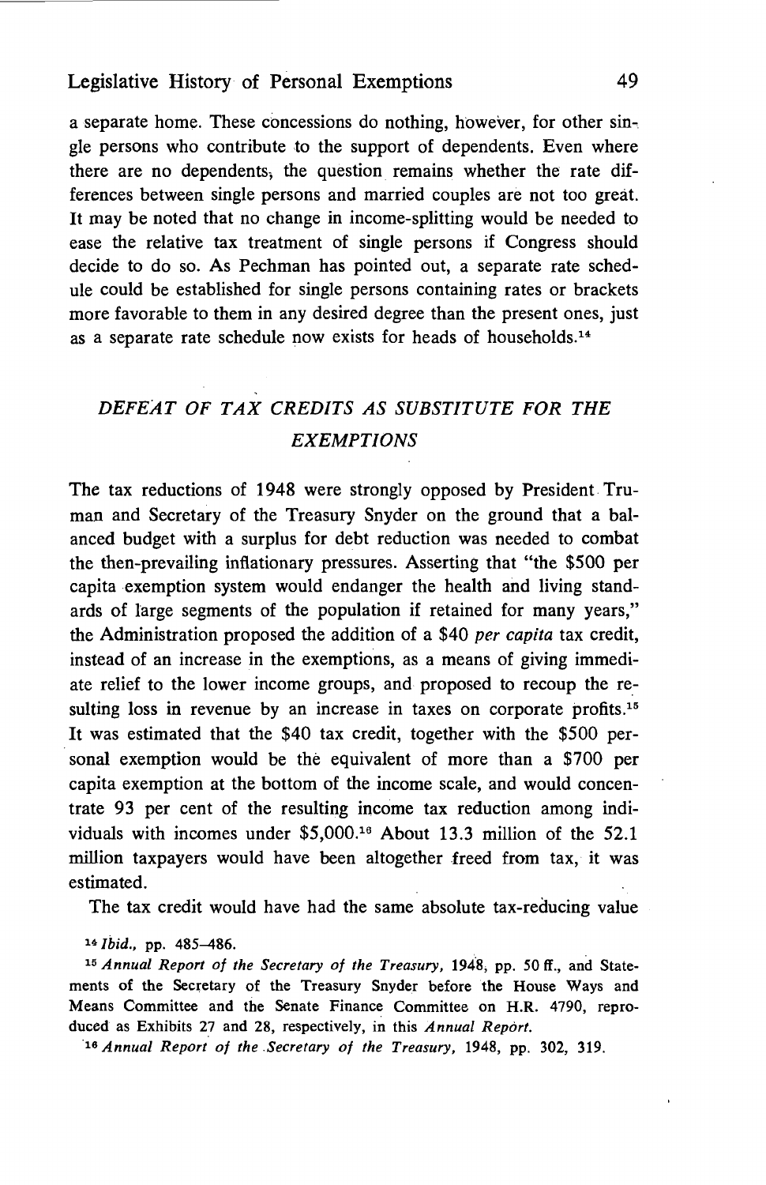a separate home. These concessions do nothing, however, for other single persons who contribute to the support of dependents. Even where there are no dependents, the question remains whether the rate differences between single persons and married couples are not too great. It may be noted that no change in income-splitting would be needed to ease the relative tax treatment of single persons if Congress should decide to do so. As Pechman has pointed out, a separate rate schedule could be established for single persons containing rates or brackets more favorable to them in any desired degree than the present ones, just as a separate rate schedule now exists for heads of households.[14]

## *DEFEAT OF TAX CREDITS AS SUBSTITUTE FOR THE EXEMPTIONS*

The tax reductions of 1948 were strongly opposed by President Truman and Secretary of the Treasury Snyder on the ground that a balanced budget with a surplus for debt reduction was needed to combat the then-prevailing inflationary pressures. Asserting that "the $500 per capita exemption system would endanger the health and living standards of large segments of the population if retained for many years," the Administration proposed the addition of a $40 *per capita* tax credit, instead of an increase in the exemptions, as a means of giving immediate relief to the lower income groups, and proposed to recoup the resulting loss in revenue by an increase in taxes on corporate profits.[15] It was estimated that the $40 tax credit, together with the $500 personal exemption would be the equivalent of more than a $700 per capita exemption at the bottom of the income scale, and would concentrate 93 per cent of the resulting income tax reduction among individuals with incomes under $5,000.[16] About 13.3 million of the 52.1 million taxpayers would have been altogether freed from tax, it was estimated.

The tax credit would have had the same absolute tax-reducing value

[14] *Ibid.*, pp. 485–486.

[15] *Annual Report of the Secretary of the Treasury*, 1948, pp. 50 ff., and Statements of the Secretary of the Treasury Snyder before the House Ways and Means Committee and the Senate Finance Committee on H.R. 4790, reproduced as Exhibits 27 and 28, respectively, in this *Annual Report*.

[16] *Annual Report of the Secretary of the Treasury*, 1948, pp. 302, 319.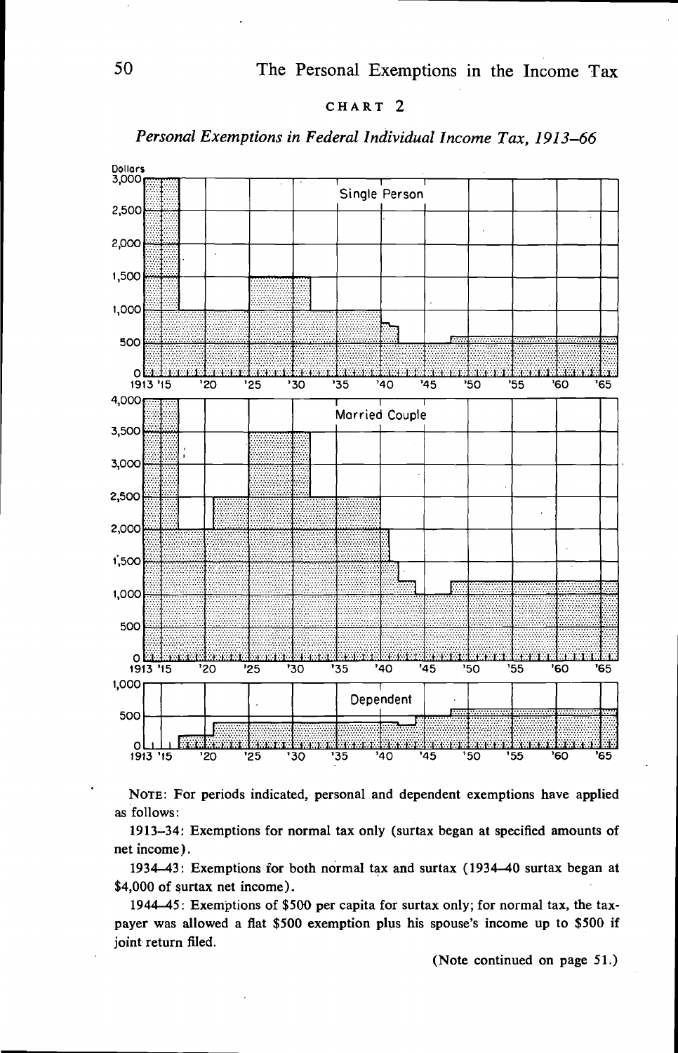CHART 2

*Personal Exemptions in Federal Individual Income Tax, 1913–66*

NOTE: For periods indicated, personal and dependent exemptions have applied as follows:

1913–34: Exemptions for normal tax only (surtax began at specified amounts of net income).

1934–43: Exemptions for both normal tax and surtax (1934–40 surtax began at $4,000 of surtax net income).

1944–45: Exemptions of $500 per capita for surtax only; for normal tax, the taxpayer was allowed a flat $500 exemption plus his spouse's income up to $500 if joint return filed.

(Note continued on page 51.)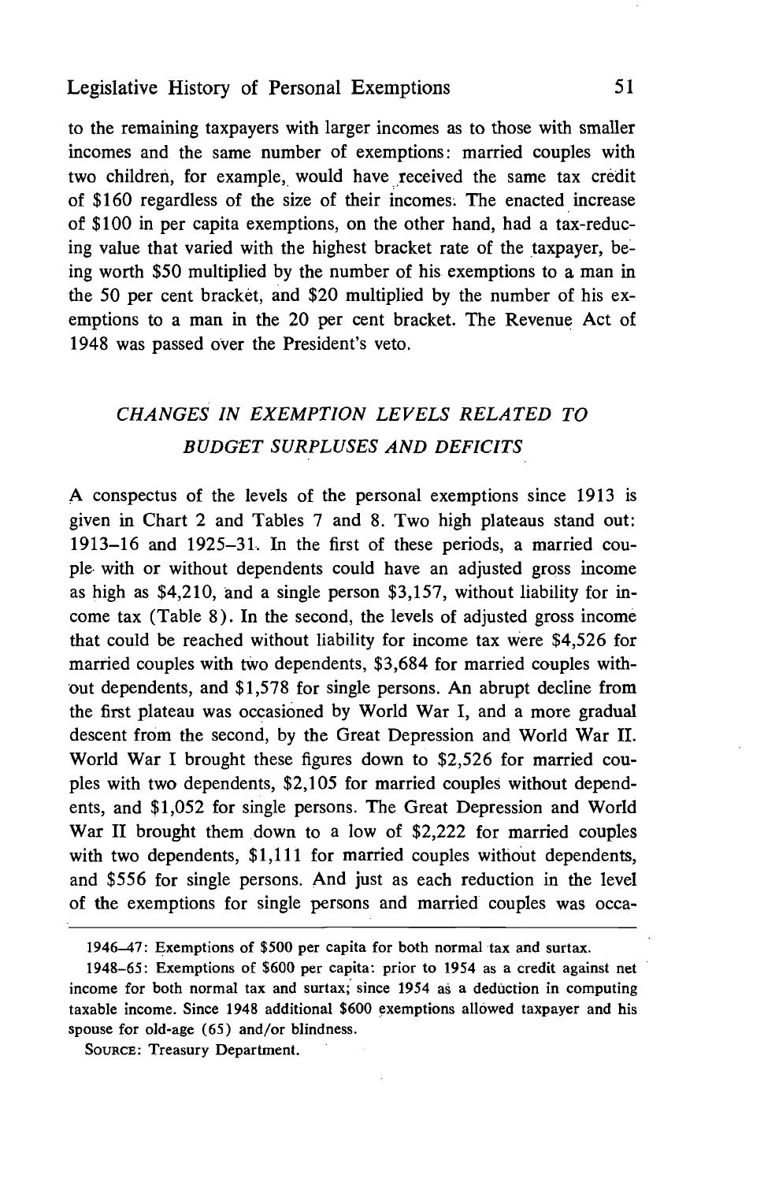to the remaining taxpayers with larger incomes as to those with smaller incomes and the same number of exemptions: married couples with two children, for example, would have received the same tax credit of $160 regardless of the size of their incomes. The enacted increase of $100 in per capita exemptions, on the other hand, had a tax-reducing value that varied with the highest bracket rate of the taxpayer, being worth $50 multiplied by the number of his exemptions to a man in the 50 per cent bracket, and $20 multiplied by the number of his exemptions to a man in the 20 per cent bracket. The Revenue Act of 1948 was passed over the President's veto.

## *CHANGES IN EXEMPTION LEVELS RELATED TO BUDGET SURPLUSES AND DEFICITS*

A conspectus of the levels of the personal exemptions since 1913 is given in Chart 2 and Tables 7 and 8. Two high plateaus stand out: 1913–16 and 1925–31. In the first of these periods, a married couple with or without dependents could have an adjusted gross income as high as $4,210, and a single person $3,157, without liability for income tax (Table 8). In the second, the levels of adjusted gross income that could be reached without liability for income tax were $4,526 for married couples with two dependents, $3,684 for married couples without dependents, and $1,578 for single persons. An abrupt decline from the first plateau was occasioned by World War I, and a more gradual descent from the second, by the Great Depression and World War II. World War I brought these figures down to $2,526 for married couples with two dependents, $2,105 for married couples without dependents, and $1,052 for single persons. The Great Depression and World War II brought them down to a low of $2,222 for married couples with two dependents, $1,111 for married couples without dependents, and $556 for single persons. And just as each reduction in the level of the exemptions for single persons and married couples was occa-

---

1946–47: Exemptions of $500 per capita for both normal tax and surtax.

1948–65: Exemptions of $600 per capita: prior to 1954 as a credit against net income for both normal tax and surtax; since 1954 as a deduction in computing taxable income. Since 1948 additional $600 exemptions allowed taxpayer and his spouse for old-age (65) and/or blindness.

SOURCE: Treasury Department.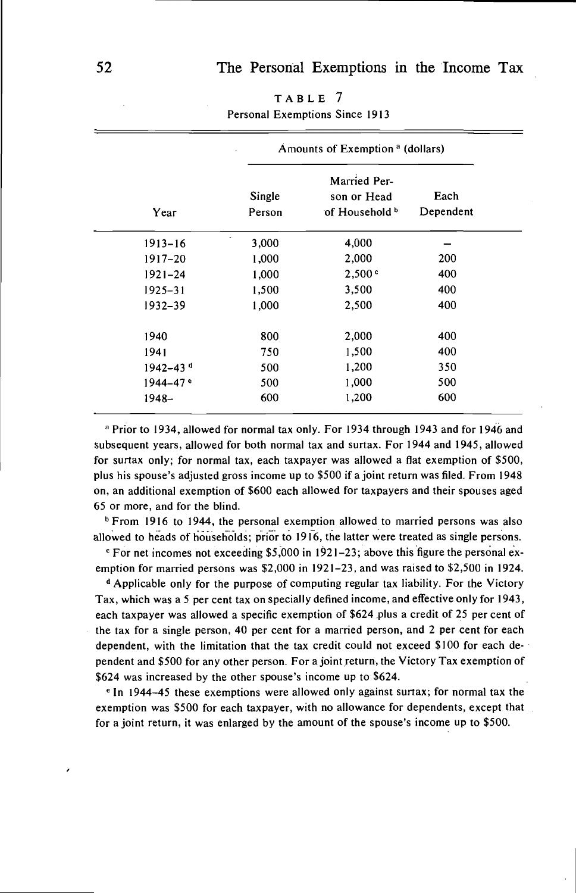TABLE 7
Personal Exemptions Since 1913

| Year | Amounts of Exemption [a] (dollars) | | |
|---|---|---|---|
| | Single Person | Married Person or Head of Household [b] | Each Dependent |
| 1913–16 | 3,000 | 4,000 | — |
| 1917–20 | 1,000 | 2,000 | 200 |
| 1921–24 | 1,000 | 2,500 [c] | 400 |
| 1925–31 | 1,500 | 3,500 | 400 |
| 1932–39 | 1,000 | 2,500 | 400 |
| 1940 | 800 | 2,000 | 400 |
| 1941 | 750 | 1,500 | 400 |
| 1942–43 [d] | 500 | 1,200 | 350 |
| 1944–47 [e] | 500 | 1,000 | 500 |
| 1948– | 600 | 1,200 | 600 |

[a] Prior to 1934, allowed for normal tax only. For 1934 through 1943 and for 1946 and subsequent years, allowed for both normal tax and surtax. For 1944 and 1945, allowed for surtax only; for normal tax, each taxpayer was allowed a flat exemption of $500, plus his spouse's adjusted gross income up to $500 if a joint return was filed. From 1948 on, an additional exemption of $600 each allowed for taxpayers and their spouses aged 65 or more, and for the blind.

[b] From 1916 to 1944, the personal exemption allowed to married persons was also allowed to heads of households; prior to 1916, the latter were treated as single persons.

[c] For net incomes not exceeding $5,000 in 1921–23; above this figure the personal exemption for married persons was $2,000 in 1921–23, and was raised to $2,500 in 1924.

[d] Applicable only for the purpose of computing regular tax liability. For the Victory Tax, which was a 5 per cent tax on specially defined income, and effective only for 1943, each taxpayer was allowed a specific exemption of $624 plus a credit of 25 per cent of the tax for a single person, 40 per cent for a married person, and 2 per cent for each dependent, with the limitation that the tax credit could not exceed $100 for each dependent and $500 for any other person. For a joint return, the Victory Tax exemption of $624 was increased by the other spouse's income up to $624.

[e] In 1944–45 these exemptions were allowed only against surtax; for normal tax the exemption was $500 for each taxpayer, with no allowance for dependents, except that for a joint return, it was enlarged by the amount of the spouse's income up to $500.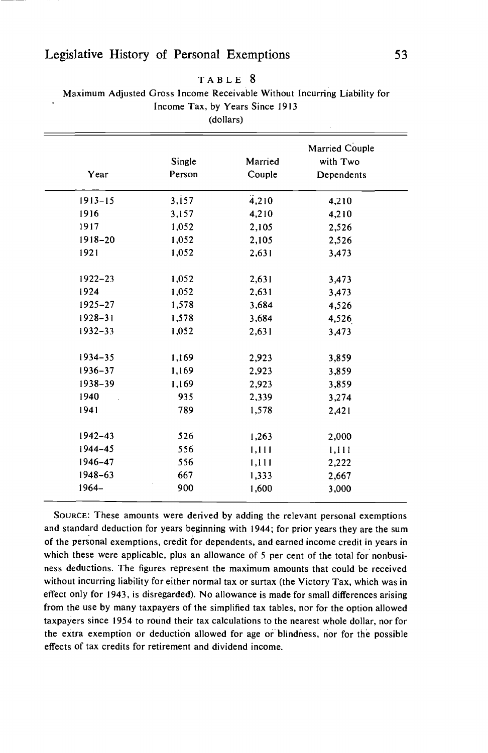TABLE 8

Maximum Adjusted Gross Income Receivable Without Incurring Liability for Income Tax, by Years Since 1913

(dollars)

| Year | Single Person | Married Couple | Married Couple with Two Dependents |
|---|---|---|---|
| 1913–15 | 3,157 | 4,210 | 4,210 |
| 1916 | 3,157 | 4,210 | 4,210 |
| 1917 | 1,052 | 2,105 | 2,526 |
| 1918–20 | 1,052 | 2,105 | 2,526 |
| 1921 | 1,052 | 2,631 | 3,473 |
| 1922–23 | 1,052 | 2,631 | 3,473 |
| 1924 | 1,052 | 2,631 | 3,473 |
| 1925–27 | 1,578 | 3,684 | 4,526 |
| 1928–31 | 1,578 | 3,684 | 4,526 |
| 1932–33 | 1,052 | 2,631 | 3,473 |
| 1934–35 | 1,169 | 2,923 | 3,859 |
| 1936–37 | 1,169 | 2,923 | 3,859 |
| 1938–39 | 1,169 | 2,923 | 3,859 |
| 1940 | 935 | 2,339 | 3,274 |
| 1941 | 789 | 1,578 | 2,421 |
| 1942–43 | 526 | 1,263 | 2,000 |
| 1944–45 | 556 | 1,111 | 1,111 |
| 1946–47 | 556 | 1,111 | 2,222 |
| 1948–63 | 667 | 1,333 | 2,667 |
| 1964– | 900 | 1,600 | 3,000 |

SOURCE: These amounts were derived by adding the relevant personal exemptions and standard deduction for years beginning with 1944; for prior years they are the sum of the personal exemptions, credit for dependents, and earned income credit in years in which these were applicable, plus an allowance of 5 per cent of the total for nonbusiness deductions. The figures represent the maximum amounts that could be received without incurring liability for either normal tax or surtax (the Victory Tax, which was in effect only for 1943, is disregarded). No allowance is made for small differences arising from the use by many taxpayers of the simplified tax tables, nor for the option allowed taxpayers since 1954 to round their tax calculations to the nearest whole dollar, nor for the extra exemption or deduction allowed for age or blindness, nor for the possible effects of tax credits for retirement and dividend income.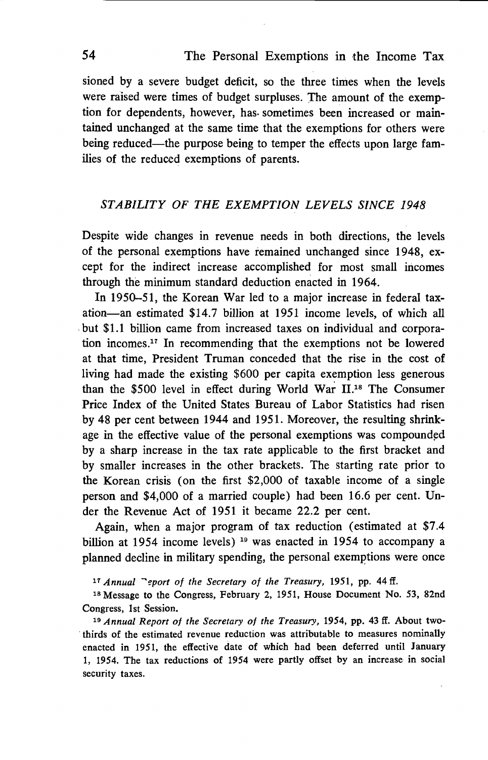sioned by a severe budget deficit, so the three times when the levels were raised were times of budget surpluses. The amount of the exemption for dependents, however, has sometimes been increased or maintained unchanged at the same time that the exemptions for others were being reduced—the purpose being to temper the effects upon large families of the reduced exemptions of parents.

## *STABILITY OF THE EXEMPTION LEVELS SINCE 1948*

Despite wide changes in revenue needs in both directions, the levels of the personal exemptions have remained unchanged since 1948, except for the indirect increase accomplished for most small incomes through the minimum standard deduction enacted in 1964.

In 1950–51, the Korean War led to a major increase in federal taxation—an estimated $14.7 billion at 1951 income levels, of which all but $1.1 billion came from increased taxes on individual and corporation incomes.[17] In recommending that the exemptions not be lowered at that time, President Truman conceded that the rise in the cost of living had made the existing $600 per capita exemption less generous than the $500 level in effect during World War II.[18] The Consumer Price Index of the United States Bureau of Labor Statistics had risen by 48 per cent between 1944 and 1951. Moreover, the resulting shrinkage in the effective value of the personal exemptions was compounded by a sharp increase in the tax rate applicable to the first bracket and by smaller increases in the other brackets. The starting rate prior to the Korean crisis (on the first $2,000 of taxable income of a single person and $4,000 of a married couple) had been 16.6 per cent. Under the Revenue Act of 1951 it became 22.2 per cent.

Again, when a major program of tax reduction (estimated at $7.4 billion at 1954 income levels) [19] was enacted in 1954 to accompany a planned decline in military spending, the personal exemptions were once

[17] *Annual Report of the Secretary of the Treasury*, 1951, pp. 44 ff.

[18] Message to the Congress, February 2, 1951, House Document No. 53, 82nd Congress, 1st Session.

[19] *Annual Report of the Secretary of the Treasury*, 1954, pp. 43 ff. About two-thirds of the estimated revenue reduction was attributable to measures nominally enacted in 1951, the effective date of which had been deferred until January 1, 1954. The tax reductions of 1954 were partly offset by an increase in social security taxes.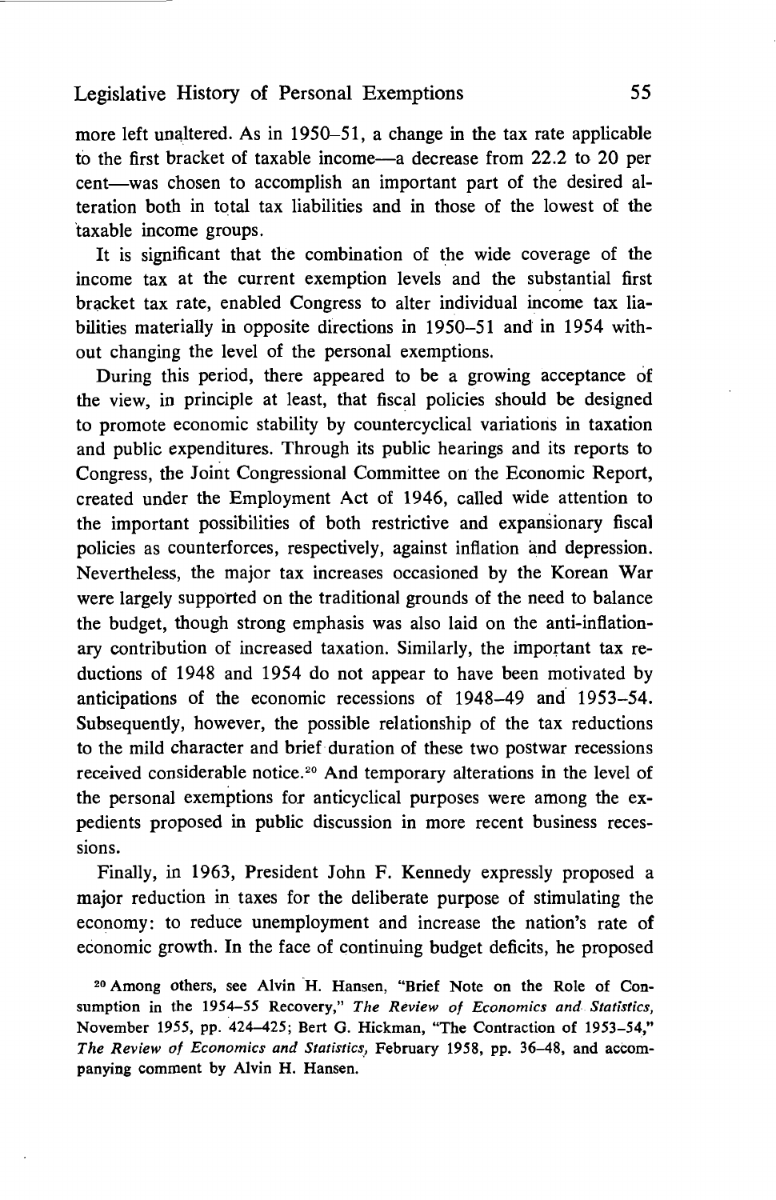more left unaltered. As in 1950–51, a change in the tax rate applicable to the first bracket of taxable income—a decrease from 22.2 to 20 per cent—was chosen to accomplish an important part of the desired alteration both in total tax liabilities and in those of the lowest of the taxable income groups.

It is significant that the combination of the wide coverage of the income tax at the current exemption levels and the substantial first bracket tax rate, enabled Congress to alter individual income tax liabilities materially in opposite directions in 1950–51 and in 1954 without changing the level of the personal exemptions.

During this period, there appeared to be a growing acceptance of the view, in principle at least, that fiscal policies should be designed to promote economic stability by countercyclical variations in taxation and public expenditures. Through its public hearings and its reports to Congress, the Joint Congressional Committee on the Economic Report, created under the Employment Act of 1946, called wide attention to the important possibilities of both restrictive and expansionary fiscal policies as counterforces, respectively, against inflation and depression. Nevertheless, the major tax increases occasioned by the Korean War were largely supported on the traditional grounds of the need to balance the budget, though strong emphasis was also laid on the anti-inflationary contribution of increased taxation. Similarly, the important tax reductions of 1948 and 1954 do not appear to have been motivated by anticipations of the economic recessions of 1948–49 and 1953–54. Subsequently, however, the possible relationship of the tax reductions to the mild character and brief duration of these two postwar recessions received considerable notice.[20] And temporary alterations in the level of the personal exemptions for anticyclical purposes were among the expedients proposed in public discussion in more recent business recessions.

Finally, in 1963, President John F. Kennedy expressly proposed a major reduction in taxes for the deliberate purpose of stimulating the economy: to reduce unemployment and increase the nation's rate of economic growth. In the face of continuing budget deficits, he proposed

[20] Among others, see Alvin H. Hansen, "Brief Note on the Role of Consumption in the 1954–55 Recovery," *The Review of Economics and Statistics*, November 1955, pp. 424–425; Bert G. Hickman, "The Contraction of 1953–54," *The Review of Economics and Statistics*, February 1958, pp. 36–48, and accompanying comment by Alvin H. Hansen.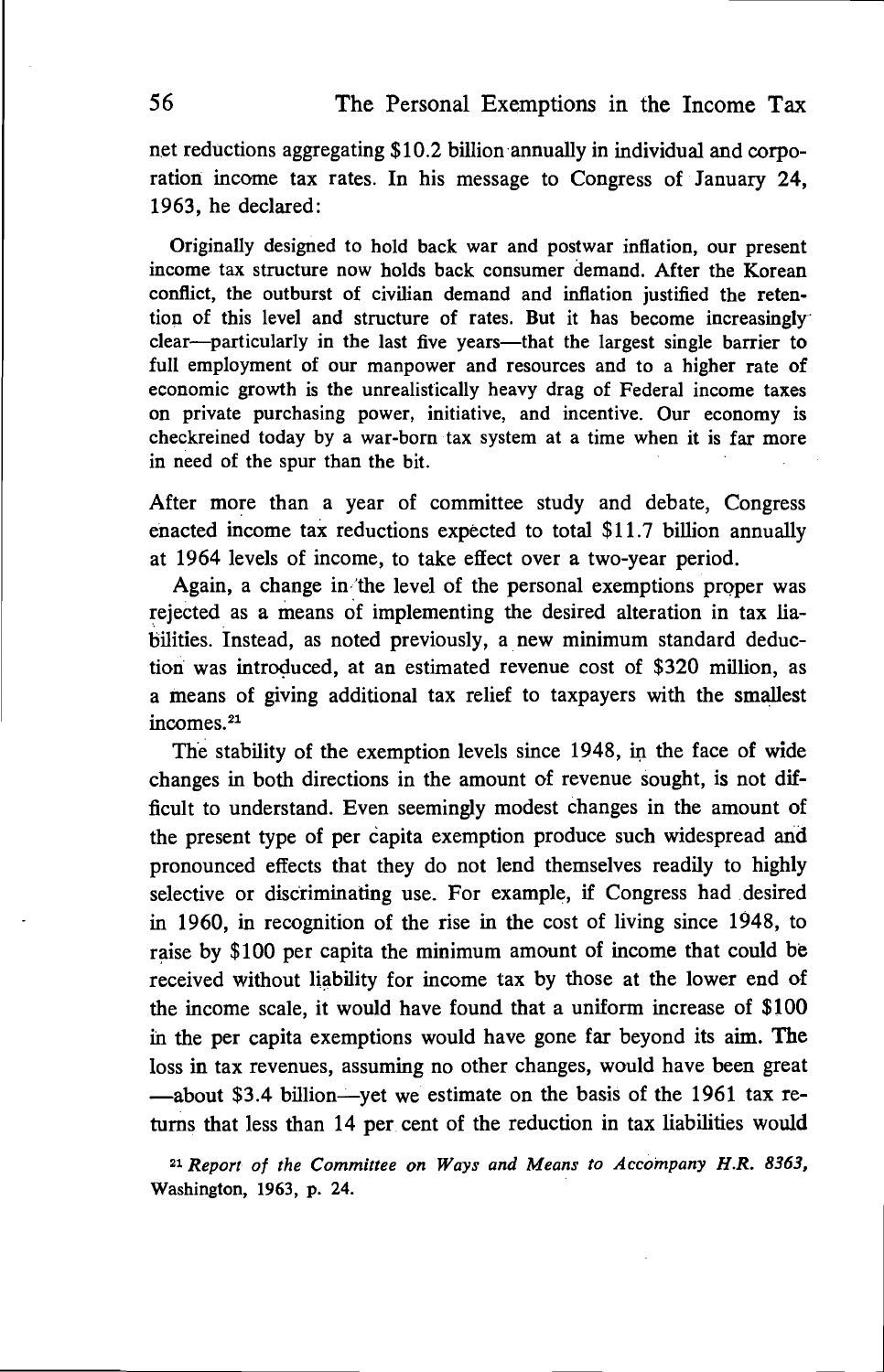net reductions aggregating $10.2 billion annually in individual and corporation income tax rates. In his message to Congress of January 24, 1963, he declared:

> Originally designed to hold back war and postwar inflation, our present income tax structure now holds back consumer demand. After the Korean conflict, the outburst of civilian demand and inflation justified the retention of this level and structure of rates. But it has become increasingly clear—particularly in the last five years—that the largest single barrier to full employment of our manpower and resources and to a higher rate of economic growth is the unrealistically heavy drag of Federal income taxes on private purchasing power, initiative, and incentive. Our economy is checkreined today by a war-born tax system at a time when it is far more in need of the spur than the bit.

After more than a year of committee study and debate, Congress enacted income tax reductions expected to total $11.7 billion annually at 1964 levels of income, to take effect over a two-year period.

Again, a change in the level of the personal exemptions proper was rejected as a means of implementing the desired alteration in tax liabilities. Instead, as noted previously, a new minimum standard deduction was introduced, at an estimated revenue cost of $320 million, as a means of giving additional tax relief to taxpayers with the smallest incomes.[21]

The stability of the exemption levels since 1948, in the face of wide changes in both directions in the amount of revenue sought, is not difficult to understand. Even seemingly modest changes in the amount of the present type of per capita exemption produce such widespread and pronounced effects that they do not lend themselves readily to highly selective or discriminating use. For example, if Congress had desired in 1960, in recognition of the rise in the cost of living since 1948, to raise by $100 per capita the minimum amount of income that could be received without liability for income tax by those at the lower end of the income scale, it would have found that a uniform increase of $100 in the per capita exemptions would have gone far beyond its aim. The loss in tax revenues, assuming no other changes, would have been great —about $3.4 billion—yet we estimate on the basis of the 1961 tax returns that less than 14 per cent of the reduction in tax liabilities would

[21] *Report of the Committee on Ways and Means to Accompany H.R. 8363*, Washington, 1963, p. 24.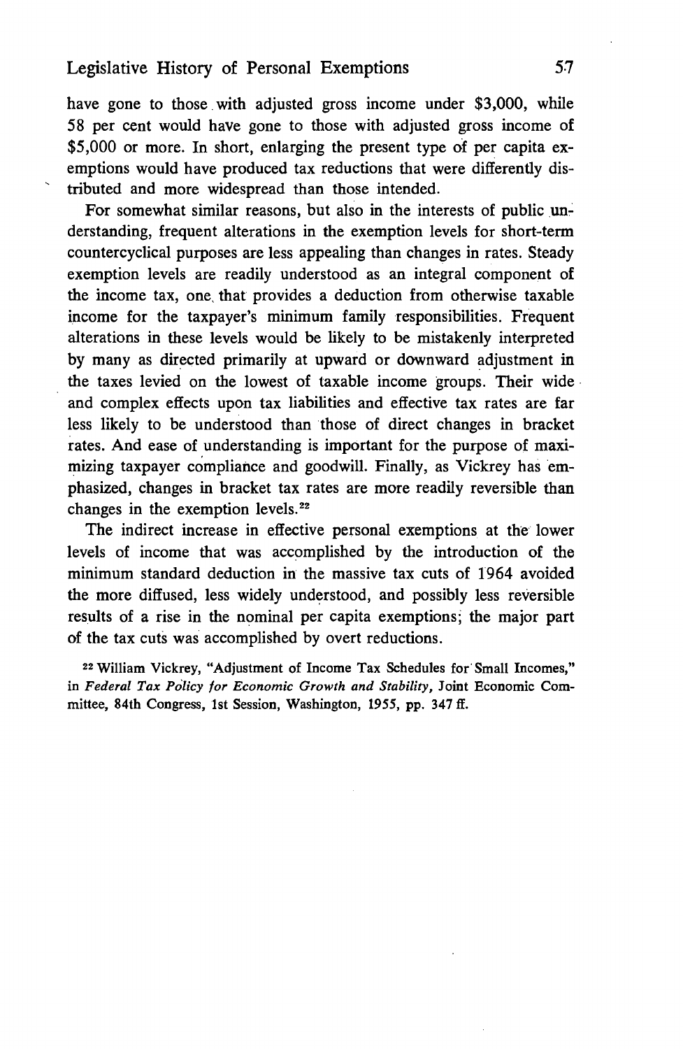have gone to those with adjusted gross income under $3,000, while 58 per cent would have gone to those with adjusted gross income of $5,000 or more. In short, enlarging the present type of per capita exemptions would have produced tax reductions that were differently distributed and more widespread than those intended.

For somewhat similar reasons, but also in the interests of public understanding, frequent alterations in the exemption levels for short-term countercyclical purposes are less appealing than changes in rates. Steady exemption levels are readily understood as an integral component of the income tax, one that provides a deduction from otherwise taxable income for the taxpayer's minimum family responsibilities. Frequent alterations in these levels would be likely to be mistakenly interpreted by many as directed primarily at upward or downward adjustment in the taxes levied on the lowest of taxable income groups. Their wide and complex effects upon tax liabilities and effective tax rates are far less likely to be understood than those of direct changes in bracket rates. And ease of understanding is important for the purpose of maximizing taxpayer compliance and goodwill. Finally, as Vickrey has emphasized, changes in bracket tax rates are more readily reversible than changes in the exemption levels.[22]

The indirect increase in effective personal exemptions at the lower levels of income that was accomplished by the introduction of the minimum standard deduction in the massive tax cuts of 1964 avoided the more diffused, less widely understood, and possibly less reversible results of a rise in the nominal per capita exemptions; the major part of the tax cuts was accomplished by overt reductions.

[22] William Vickrey, "Adjustment of Income Tax Schedules for Small Incomes," in *Federal Tax Policy for Economic Growth and Stability*, Joint Economic Committee, 84th Congress, 1st Session, Washington, 1955, pp. 347 ff.